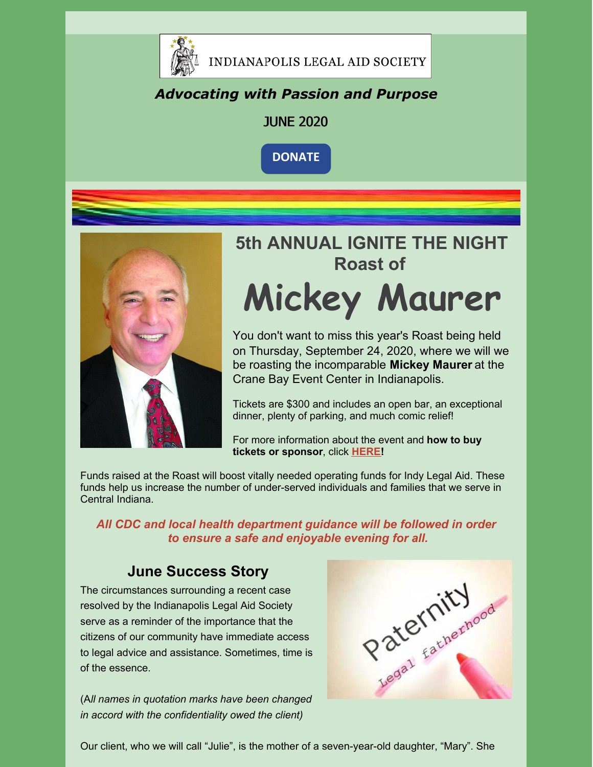INDIANAPOLIS LEGAL AID SOCIETY

***Advocating with Passion and Purpose***

JUNE 2020

DONATE

## 5th ANNUAL IGNITE THE NIGHT Roast of

# Mickey Maurer

You don't want to miss this year's Roast being held on Thursday, September 24, 2020, where we will we be roasting the incomparable **Mickey Maurer** at the Crane Bay Event Center in Indianapolis.

Tickets are $300 and includes an open bar, an exceptional dinner, plenty of parking, and much comic relief!

For more information about the event and **how to buy tickets or sponsor**, click **HERE!**

Funds raised at the Roast will boost vitally needed operating funds for Indy Legal Aid. These funds help us increase the number of under-served individuals and families that we serve in Central Indiana.

***All CDC and local health department guidance will be followed in order to ensure a safe and enjoyable evening for all.***

## June Success Story

The circumstances surrounding a recent case resolved by the Indianapolis Legal Aid Society serve as a reminder of the importance that the citizens of our community have immediate access to legal advice and assistance. Sometimes, time is of the essence.

(A*ll names in quotation marks have been changed in accord with the confidentiality owed the client)*

Our client, who we will call "Julie", is the mother of a seven-year-old daughter, "Mary". She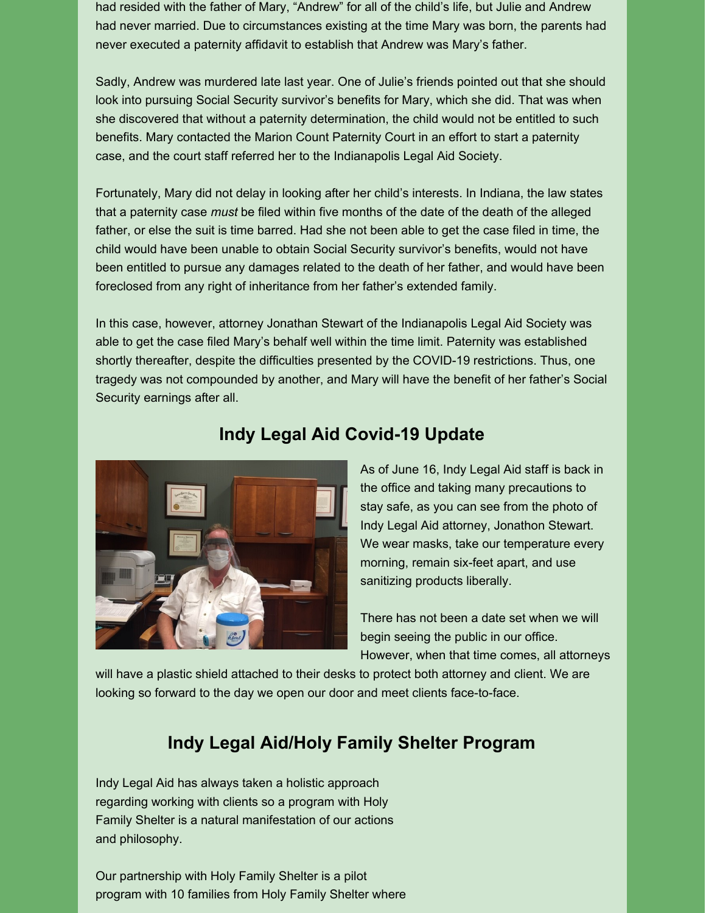had resided with the father of Mary, "Andrew" for all of the child's life, but Julie and Andrew had never married. Due to circumstances existing at the time Mary was born, the parents had never executed a paternity affidavit to establish that Andrew was Mary's father.

Sadly, Andrew was murdered late last year. One of Julie's friends pointed out that she should look into pursuing Social Security survivor's benefits for Mary, which she did. That was when she discovered that without a paternity determination, the child would not be entitled to such benefits. Mary contacted the Marion Count Paternity Court in an effort to start a paternity case, and the court staff referred her to the Indianapolis Legal Aid Society.

Fortunately, Mary did not delay in looking after her child's interests. In Indiana, the law states that a paternity case *must* be filed within five months of the date of the death of the alleged father, or else the suit is time barred. Had she not been able to get the case filed in time, the child would have been unable to obtain Social Security survivor's benefits, would not have been entitled to pursue any damages related to the death of her father, and would have been foreclosed from any right of inheritance from her father's extended family.

In this case, however, attorney Jonathan Stewart of the Indianapolis Legal Aid Society was able to get the case filed Mary's behalf well within the time limit. Paternity was established shortly thereafter, despite the difficulties presented by the COVID-19 restrictions. Thus, one tragedy was not compounded by another, and Mary will have the benefit of her father's Social Security earnings after all.

## Indy Legal Aid Covid-19 Update

As of June 16, Indy Legal Aid staff is back in the office and taking many precautions to stay safe, as you can see from the photo of Indy Legal Aid attorney, Jonathon Stewart. We wear masks, take our temperature every morning, remain six-feet apart, and use sanitizing products liberally.

There has not been a date set when we will begin seeing the public in our office. However, when that time comes, all attorneys will have a plastic shield attached to their desks to protect both attorney and client. We are looking so forward to the day we open our door and meet clients face-to-face.

## Indy Legal Aid/Holy Family Shelter Program

Indy Legal Aid has always taken a holistic approach regarding working with clients so a program with Holy Family Shelter is a natural manifestation of our actions and philosophy.

Our partnership with Holy Family Shelter is a pilot program with 10 families from Holy Family Shelter where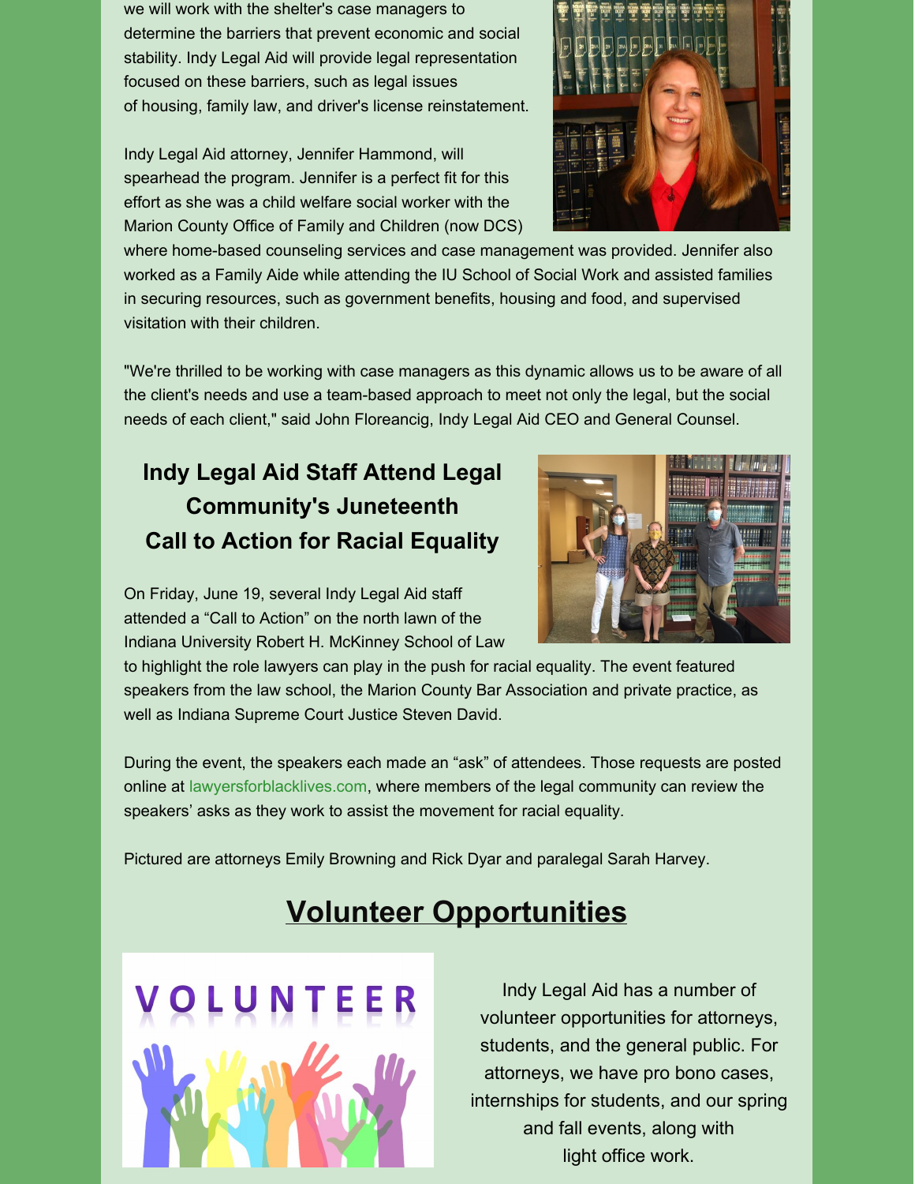we will work with the shelter's case managers to determine the barriers that prevent economic and social stability. Indy Legal Aid will provide legal representation focused on these barriers, such as legal issues of housing, family law, and driver's license reinstatement.

Indy Legal Aid attorney, Jennifer Hammond, will spearhead the program. Jennifer is a perfect fit for this effort as she was a child welfare social worker with the Marion County Office of Family and Children (now DCS) where home-based counseling services and case management was provided. Jennifer also worked as a Family Aide while attending the IU School of Social Work and assisted families in securing resources, such as government benefits, housing and food, and supervised visitation with their children.

"We're thrilled to be working with case managers as this dynamic allows us to be aware of all the client's needs and use a team-based approach to meet not only the legal, but the social needs of each client," said John Floreancig, Indy Legal Aid CEO and General Counsel.

### Indy Legal Aid Staff Attend Legal Community's Juneteenth Call to Action for Racial Equality

On Friday, June 19, several Indy Legal Aid staff attended a "Call to Action" on the north lawn of the Indiana University Robert H. McKinney School of Law to highlight the role lawyers can play in the push for racial equality. The event featured speakers from the law school, the Marion County Bar Association and private practice, as well as Indiana Supreme Court Justice Steven David.

During the event, the speakers each made an "ask" of attendees. Those requests are posted online at lawyersforblacklives.com, where members of the legal community can review the speakers' asks as they work to assist the movement for racial equality.

Pictured are attorneys Emily Browning and Rick Dyar and paralegal Sarah Harvey.

## Volunteer Opportunities

Indy Legal Aid has a number of volunteer opportunities for attorneys, students, and the general public. For attorneys, we have pro bono cases, internships for students, and our spring and fall events, along with light office work.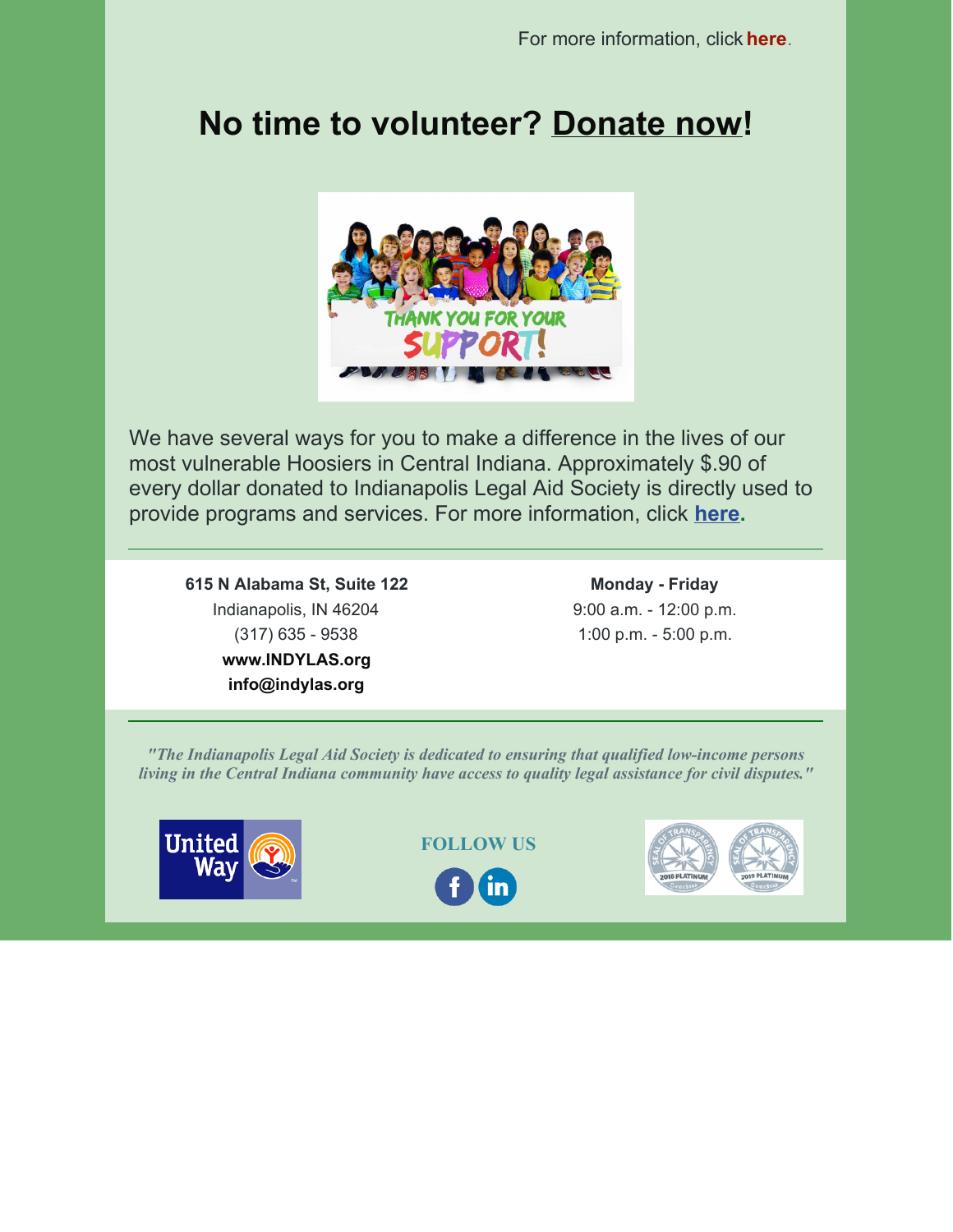For more information, click **here**.

## No time to volunteer? Donate now!

We have several ways for you to make a difference in the lives of our most vulnerable Hoosiers in Central Indiana. Approximately $.90 of every dollar donated to Indianapolis Legal Aid Society is directly used to provide programs and services. For more information, click **here**.

**615 N Alabama St, Suite 122**
Indianapolis, IN 46204
(317) 635 - 9538
**www.INDYLAS.org**
**info@indylas.org**

**Monday - Friday**
9:00 a.m. - 12:00 p.m.
1:00 p.m. - 5:00 p.m.

*"The Indianapolis Legal Aid Society is dedicated to ensuring that qualified low-income persons living in the Central Indiana community have access to quality legal assistance for civil disputes."*

**FOLLOW US**